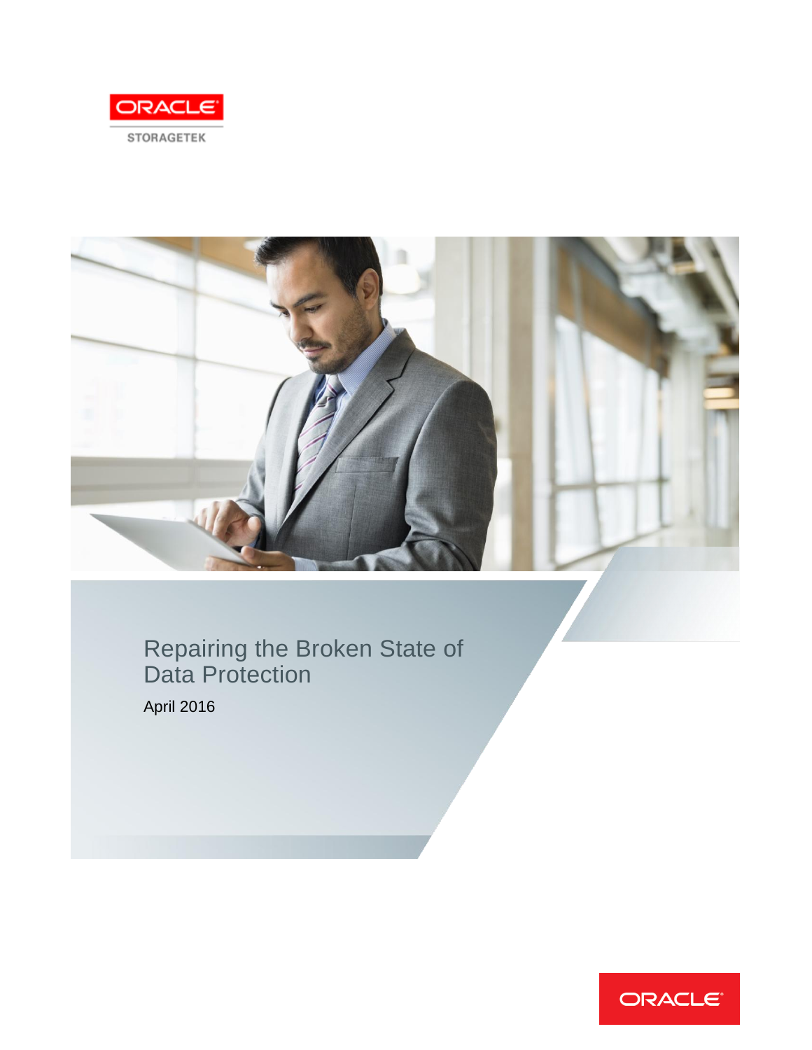ORACLE

STORAGETEK

# Repairing the Broken State of Data Protection

April 2016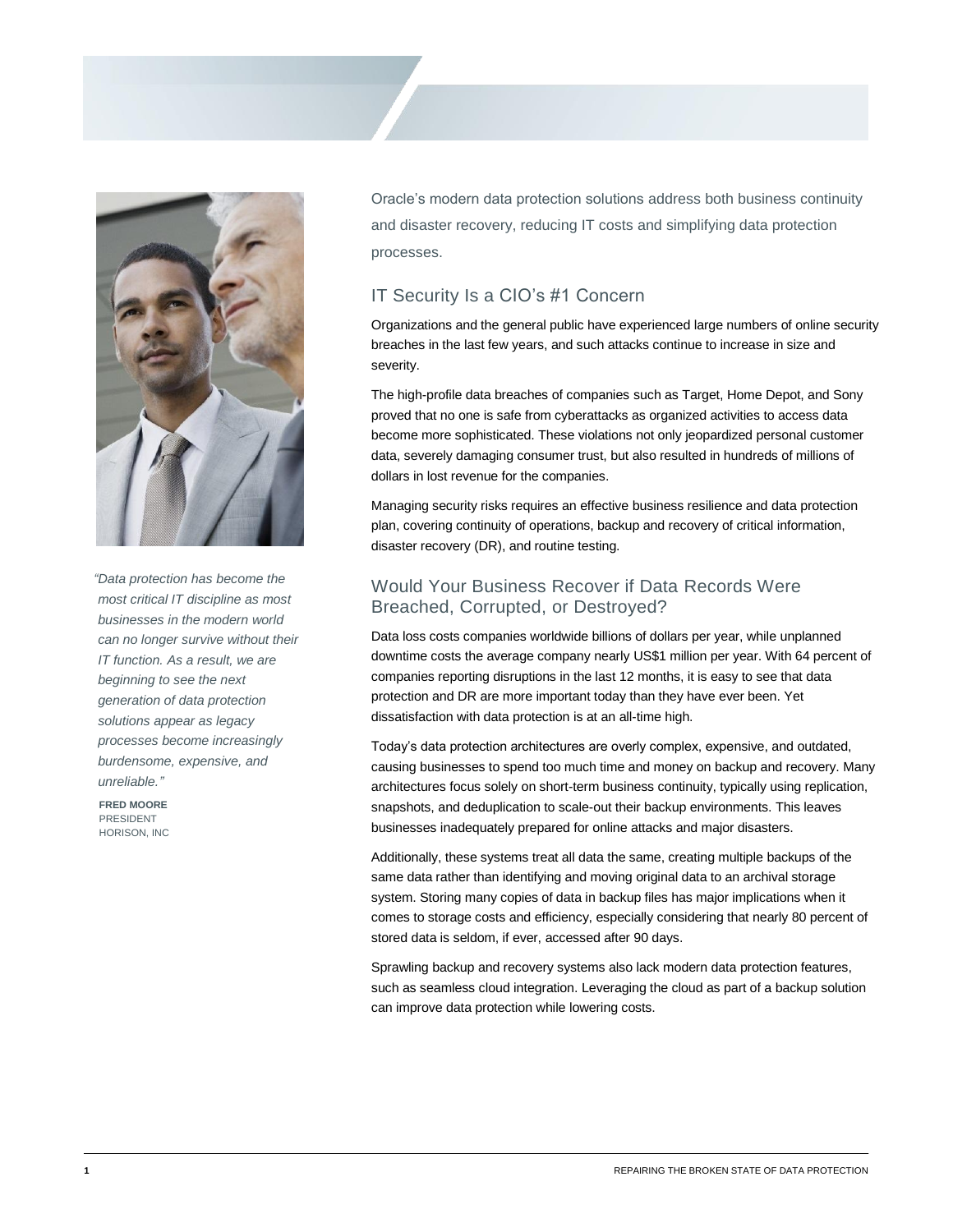Oracle's modern data protection solutions address both business continuity and disaster recovery, reducing IT costs and simplifying data protection processes.

## IT Security Is a CIO's #1 Concern

Organizations and the general public have experienced large numbers of online security breaches in the last few years, and such attacks continue to increase in size and severity.

The high-profile data breaches of companies such as Target, Home Depot, and Sony proved that no one is safe from cyberattacks as organized activities to access data become more sophisticated. These violations not only jeopardized personal customer data, severely damaging consumer trust, but also resulted in hundreds of millions of dollars in lost revenue for the companies.

Managing security risks requires an effective business resilience and data protection plan, covering continuity of operations, backup and recovery of critical information, disaster recovery (DR), and routine testing.

*"Data protection has become the most critical IT discipline as most businesses in the modern world can no longer survive without their IT function. As a result, we are beginning to see the next generation of data protection solutions appear as legacy processes become increasingly burdensome, expensive, and unreliable."*

**FRED MOORE**
PRESIDENT
HORISON, INC

## Would Your Business Recover if Data Records Were Breached, Corrupted, or Destroyed?

Data loss costs companies worldwide billions of dollars per year, while unplanned downtime costs the average company nearly US$1 million per year. With 64 percent of companies reporting disruptions in the last 12 months, it is easy to see that data protection and DR are more important today than they have ever been. Yet dissatisfaction with data protection is at an all-time high.

Today's data protection architectures are overly complex, expensive, and outdated, causing businesses to spend too much time and money on backup and recovery. Many architectures focus solely on short-term business continuity, typically using replication, snapshots, and deduplication to scale-out their backup environments. This leaves businesses inadequately prepared for online attacks and major disasters.

Additionally, these systems treat all data the same, creating multiple backups of the same data rather than identifying and moving original data to an archival storage system. Storing many copies of data in backup files has major implications when it comes to storage costs and efficiency, especially considering that nearly 80 percent of stored data is seldom, if ever, accessed after 90 days.

Sprawling backup and recovery systems also lack modern data protection features, such as seamless cloud integration. Leveraging the cloud as part of a backup solution can improve data protection while lowering costs.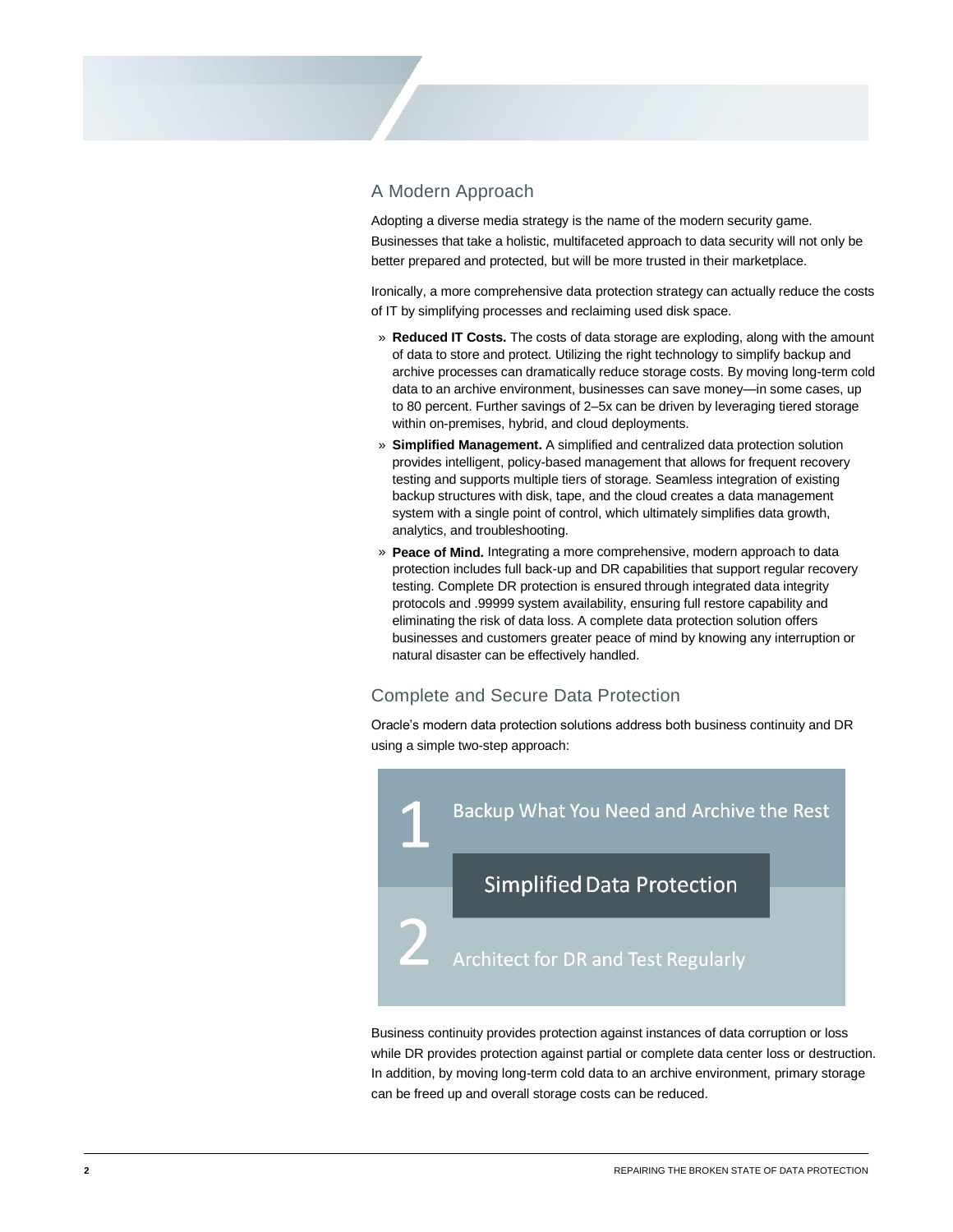## A Modern Approach

Adopting a diverse media strategy is the name of the modern security game. Businesses that take a holistic, multifaceted approach to data security will not only be better prepared and protected, but will be more trusted in their marketplace.

Ironically, a more comprehensive data protection strategy can actually reduce the costs of IT by simplifying processes and reclaiming used disk space.

- **Reduced IT Costs.** The costs of data storage are exploding, along with the amount of data to store and protect. Utilizing the right technology to simplify backup and archive processes can dramatically reduce storage costs. By moving long-term cold data to an archive environment, businesses can save money—in some cases, up to 80 percent. Further savings of 2–5x can be driven by leveraging tiered storage within on-premises, hybrid, and cloud deployments.
- **Simplified Management.** A simplified and centralized data protection solution provides intelligent, policy-based management that allows for frequent recovery testing and supports multiple tiers of storage. Seamless integration of existing backup structures with disk, tape, and the cloud creates a data management system with a single point of control, which ultimately simplifies data growth, analytics, and troubleshooting.
- **Peace of Mind.** Integrating a more comprehensive, modern approach to data protection includes full back-up and DR capabilities that support regular recovery testing. Complete DR protection is ensured through integrated data integrity protocols and .99999 system availability, ensuring full restore capability and eliminating the risk of data loss. A complete data protection solution offers businesses and customers greater peace of mind by knowing any interruption or natural disaster can be effectively handled.

## Complete and Secure Data Protection

Oracle's modern data protection solutions address both business continuity and DR using a simple two-step approach:

1. Backup What You Need and Archive the Rest

**Simplified Data Protection**

2. Architect for DR and Test Regularly

Business continuity provides protection against instances of data corruption or loss while DR provides protection against partial or complete data center loss or destruction. In addition, by moving long-term cold data to an archive environment, primary storage can be freed up and overall storage costs can be reduced.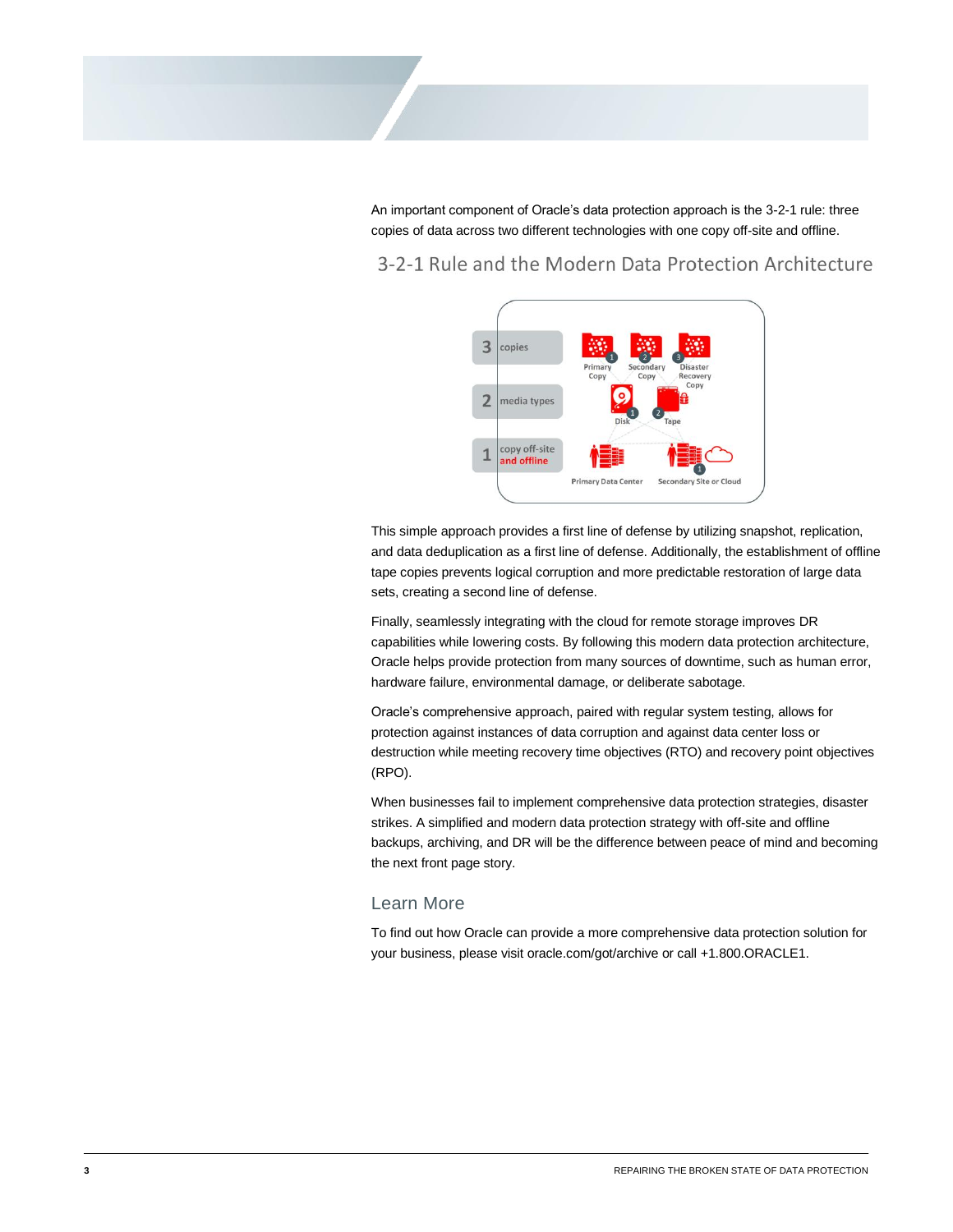An important component of Oracle's data protection approach is the 3-2-1 rule: three copies of data across two different technologies with one copy off-site and offline.

## 3-2-1 Rule and the Modern Data Protection Architecture

This simple approach provides a first line of defense by utilizing snapshot, replication, and data deduplication as a first line of defense. Additionally, the establishment of offline tape copies prevents logical corruption and more predictable restoration of large data sets, creating a second line of defense.

Finally, seamlessly integrating with the cloud for remote storage improves DR capabilities while lowering costs. By following this modern data protection architecture, Oracle helps provide protection from many sources of downtime, such as human error, hardware failure, environmental damage, or deliberate sabotage.

Oracle's comprehensive approach, paired with regular system testing, allows for protection against instances of data corruption and against data center loss or destruction while meeting recovery time objectives (RTO) and recovery point objectives (RPO).

When businesses fail to implement comprehensive data protection strategies, disaster strikes. A simplified and modern data protection strategy with off-site and offline backups, archiving, and DR will be the difference between peace of mind and becoming the next front page story.

### Learn More

To find out how Oracle can provide a more comprehensive data protection solution for your business, please visit oracle.com/got/archive or call +1.800.ORACLE1.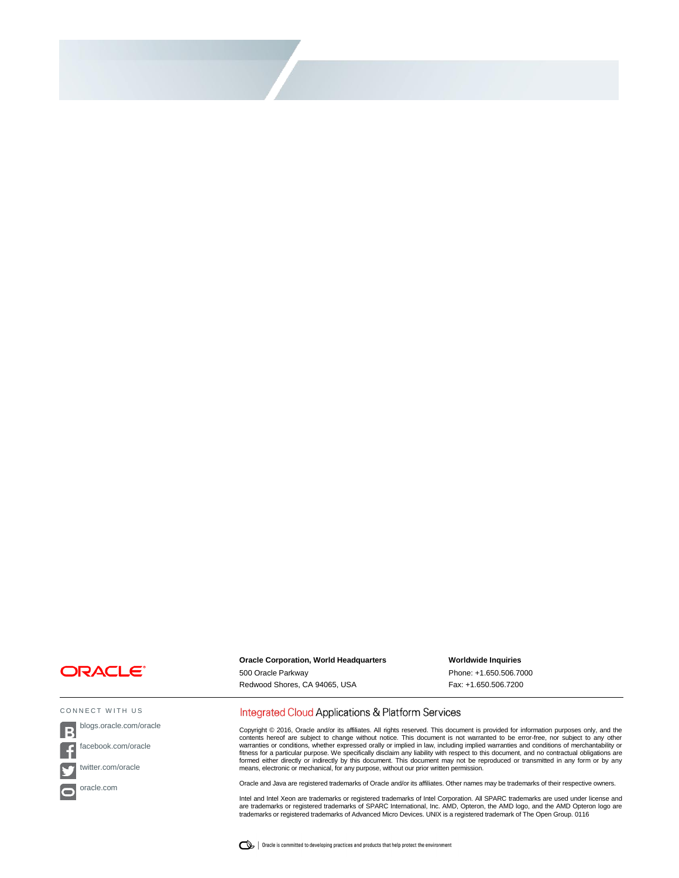ORACLE

**Oracle Corporation, World Headquarters**
500 Oracle Parkway
Redwood Shores, CA 94065, USA

**Worldwide Inquiries**
Phone: +1.650.506.7000
Fax: +1.650.506.7200

CONNECT WITH US

blogs.oracle.com/oracle

facebook.com/oracle

twitter.com/oracle

oracle.com

Integrated Cloud Applications & Platform Services

Copyright © 2016, Oracle and/or its affiliates. All rights reserved. This document is provided for information purposes only, and the contents hereof are subject to change without notice. This document is not warranted to be error-free, nor subject to any other warranties or conditions, whether expressed orally or implied in law, including implied warranties and conditions of merchantability or fitness for a particular purpose. We specifically disclaim any liability with respect to this document, and no contractual obligations are formed either directly or indirectly by this document. This document may not be reproduced or transmitted in any form or by any means, electronic or mechanical, for any purpose, without our prior written permission.

Oracle and Java are registered trademarks of Oracle and/or its affiliates. Other names may be trademarks of their respective owners.

Intel and Intel Xeon are trademarks or registered trademarks of Intel Corporation. All SPARC trademarks are used under license and are trademarks or registered trademarks of SPARC International, Inc. AMD, Opteron, the AMD logo, and the AMD Opteron logo are trademarks or registered trademarks of Advanced Micro Devices. UNIX is a registered trademark of The Open Group. 0116

Oracle is committed to developing practices and products that help protect the environment